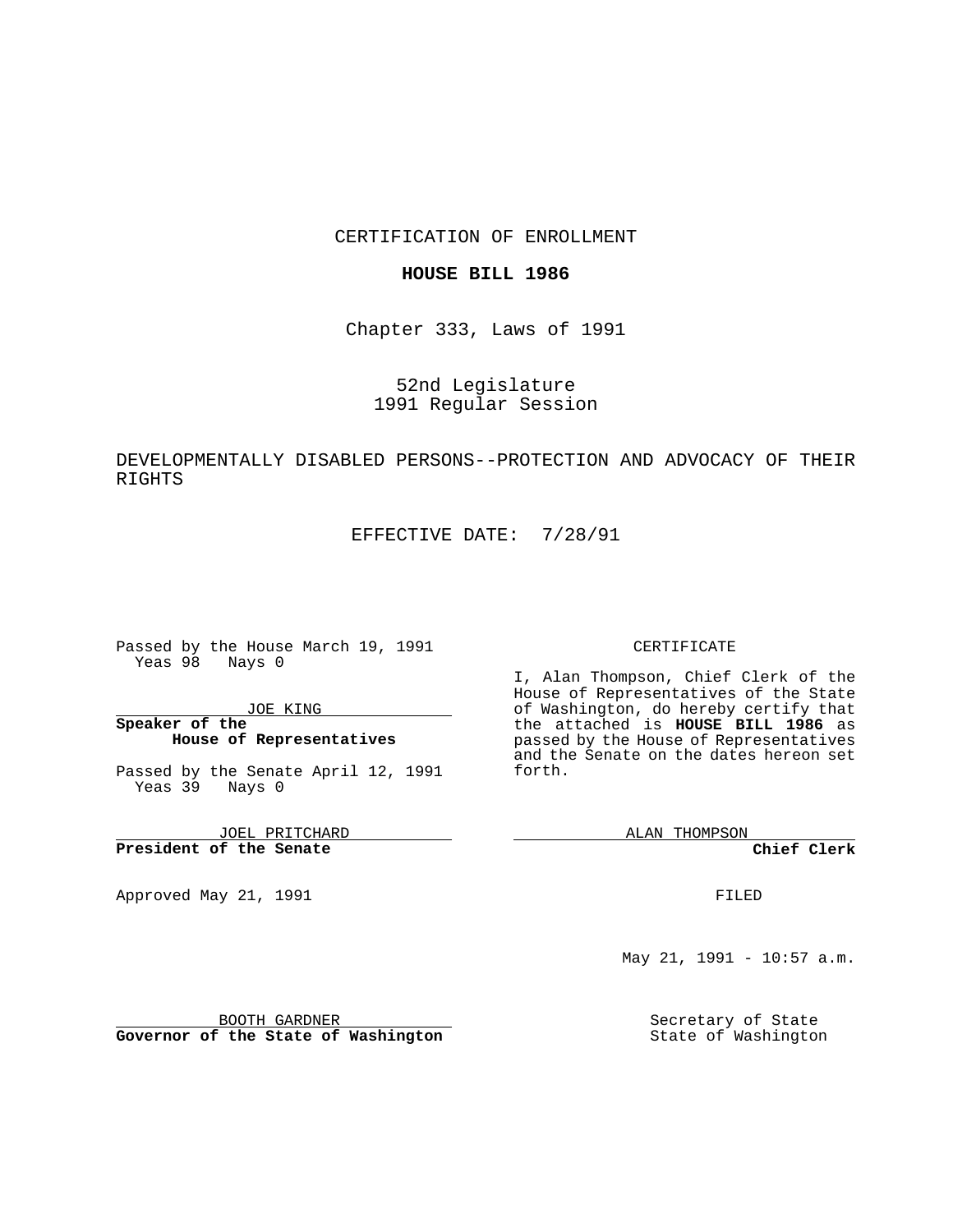CERTIFICATION OF ENROLLMENT

**HOUSE BILL 1986**

Chapter 333, Laws of 1991

52nd Legislature
1991 Regular Session

DEVELOPMENTALLY DISABLED PERSONS--PROTECTION AND ADVOCACY OF THEIR RIGHTS

EFFECTIVE DATE: 7/28/91

Passed by the House March 19, 1991
Yeas 98 Nays 0

JOE KING

**Speaker of the House of Representatives**

Passed by the Senate April 12, 1991
Yeas 39 Nays 0

JOEL PRITCHARD

**President of the Senate**

Approved May 21, 1991

BOOTH GARDNER

**Governor of the State of Washington**

CERTIFICATE

I, Alan Thompson, Chief Clerk of the House of Representatives of the State of Washington, do hereby certify that the attached is **HOUSE BILL 1986** as passed by the House of Representatives and the Senate on the dates hereon set forth.

ALAN THOMPSON

**Chief Clerk**

FILED

May 21, 1991 - 10:57 a.m.

Secretary of State
State of Washington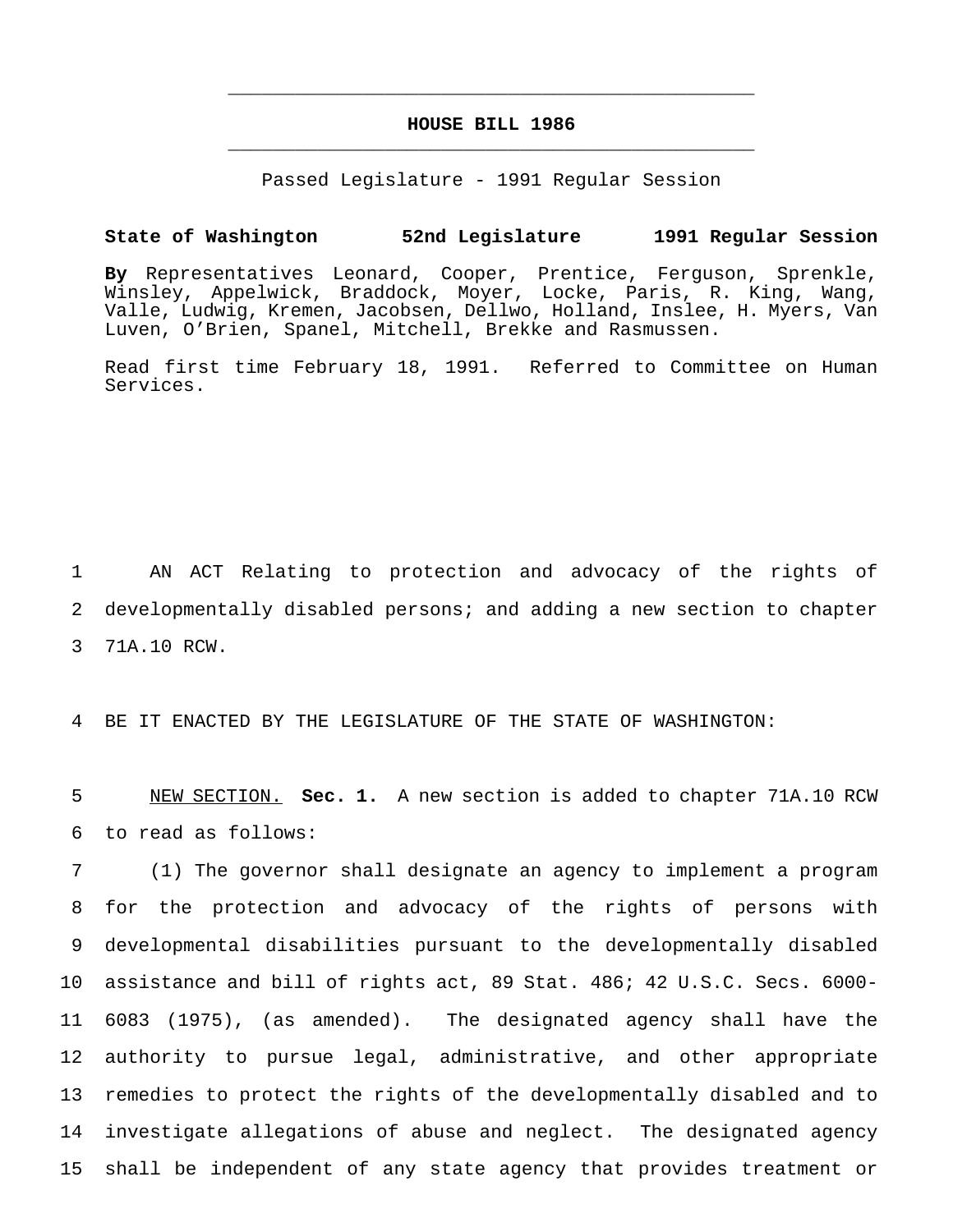# HOUSE BILL 1986

Passed Legislature - 1991 Regular Session

**State of Washington 52nd Legislature 1991 Regular Session**

**By** Representatives Leonard, Cooper, Prentice, Ferguson, Sprenkle, Winsley, Appelwick, Braddock, Moyer, Locke, Paris, R. King, Wang, Valle, Ludwig, Kremen, Jacobsen, Dellwo, Holland, Inslee, H. Myers, Van Luven, O'Brien, Spanel, Mitchell, Brekke and Rasmussen.

Read first time February 18, 1991. Referred to Committee on Human Services.

AN ACT Relating to protection and advocacy of the rights of developmentally disabled persons; and adding a new section to chapter 71A.10 RCW.

BE IT ENACTED BY THE LEGISLATURE OF THE STATE OF WASHINGTON:

NEW SECTION. **Sec. 1.** A new section is added to chapter 71A.10 RCW to read as follows:

(1) The governor shall designate an agency to implement a program for the protection and advocacy of the rights of persons with developmental disabilities pursuant to the developmentally disabled assistance and bill of rights act, 89 Stat. 486; 42 U.S.C. Secs. 6000-6083 (1975), (as amended). The designated agency shall have the authority to pursue legal, administrative, and other appropriate remedies to protect the rights of the developmentally disabled and to investigate allegations of abuse and neglect. The designated agency shall be independent of any state agency that provides treatment or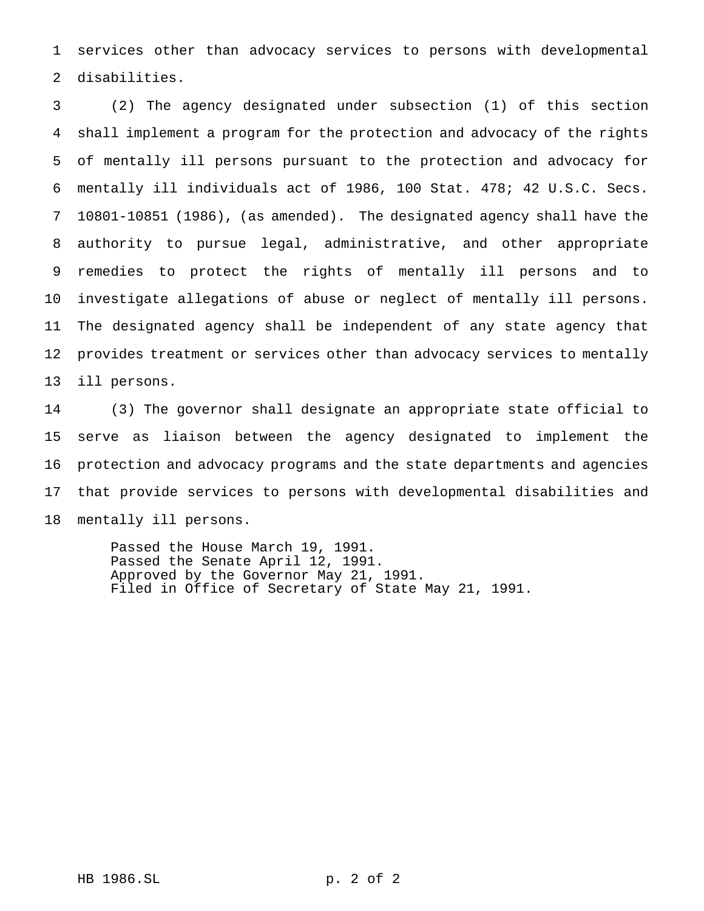services other than advocacy services to persons with developmental disabilities.

(2) The agency designated under subsection (1) of this section shall implement a program for the protection and advocacy of the rights of mentally ill persons pursuant to the protection and advocacy for mentally ill individuals act of 1986, 100 Stat. 478; 42 U.S.C. Secs. 10801-10851 (1986), (as amended). The designated agency shall have the authority to pursue legal, administrative, and other appropriate remedies to protect the rights of mentally ill persons and to investigate allegations of abuse or neglect of mentally ill persons. The designated agency shall be independent of any state agency that provides treatment or services other than advocacy services to mentally ill persons.

(3) The governor shall designate an appropriate state official to serve as liaison between the agency designated to implement the protection and advocacy programs and the state departments and agencies that provide services to persons with developmental disabilities and mentally ill persons.

Passed the House March 19, 1991.
Passed the Senate April 12, 1991.
Approved by the Governor May 21, 1991.
Filed in Office of Secretary of State May 21, 1991.